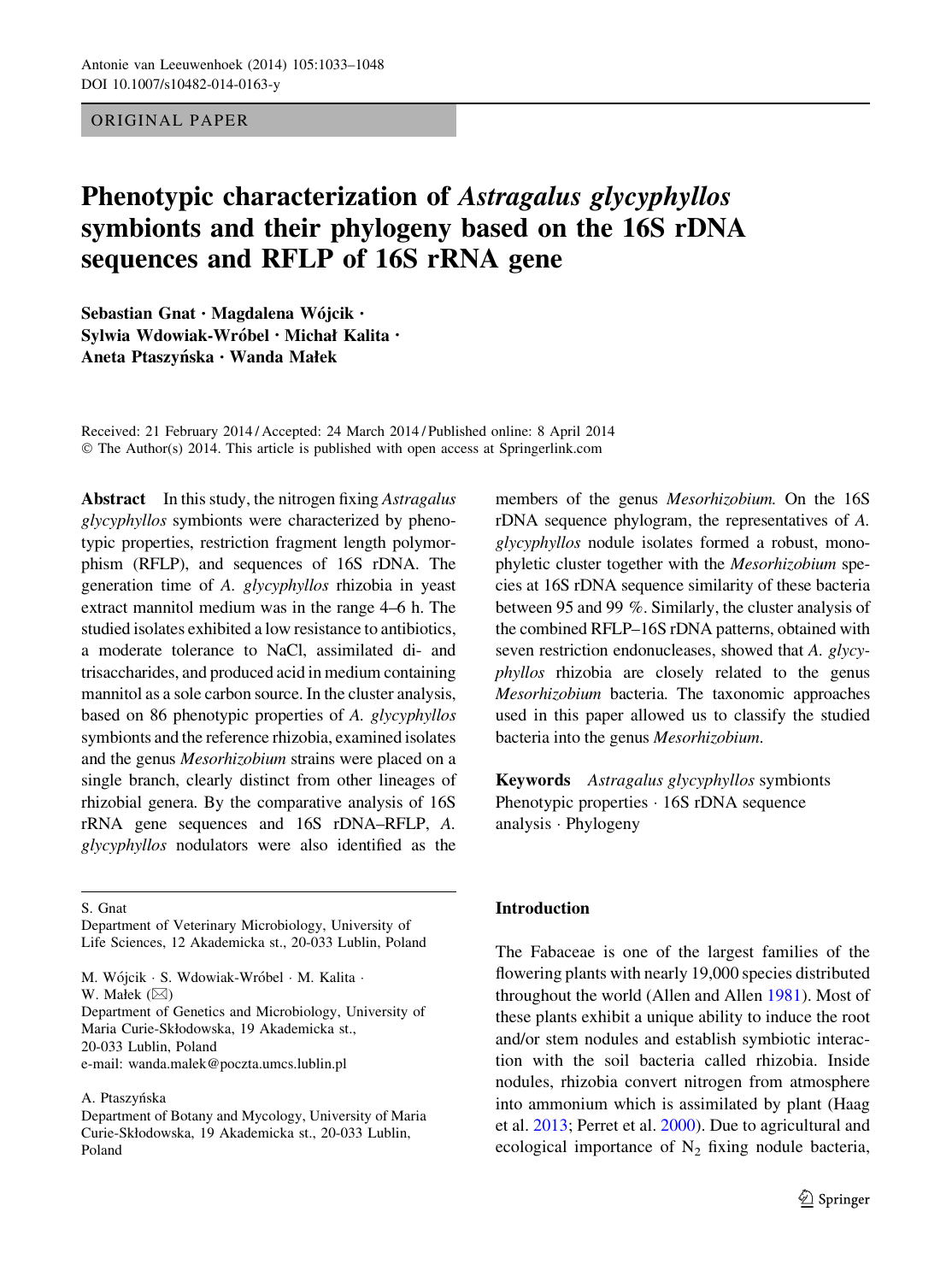ORIGINAL PAPER

# Phenotypic characterization of *Astragalus glycyphyllos* symbionts and their phylogeny based on the 16S rDNA sequences and RFLP of 16S rRNA gene

**Sebastian Gnat · Magdalena Wójcik · Sylwia Wdowiak-Wróbel · Michał Kalita · Aneta Ptaszyńska · Wanda Małek**

Received: 21 February 2014 / Accepted: 24 March 2014 / Published online: 8 April 2014
© The Author(s) 2014. This article is published with open access at Springerlink.com

**Abstract** In this study, the nitrogen fixing *Astragalus glycyphyllos* symbionts were characterized by phenotypic properties, restriction fragment length polymorphism (RFLP), and sequences of 16S rDNA. The generation time of *A. glycyphyllos* rhizobia in yeast extract mannitol medium was in the range 4–6 h. The studied isolates exhibited a low resistance to antibiotics, a moderate tolerance to NaCl, assimilated di- and trisaccharides, and produced acid in medium containing mannitol as a sole carbon source. In the cluster analysis, based on 86 phenotypic properties of *A. glycyphyllos* symbionts and the reference rhizobia, examined isolates and the genus *Mesorhizobium* strains were placed on a single branch, clearly distinct from other lineages of rhizobial genera. By the comparative analysis of 16S rRNA gene sequences and 16S rDNA–RFLP, *A. glycyphyllos* nodulators were also identified as the members of the genus *Mesorhizobium*. On the 16S rDNA sequence phylogram, the representatives of *A. glycyphyllos* nodule isolates formed a robust, monophyletic cluster together with the *Mesorhizobium* species at 16S rDNA sequence similarity of these bacteria between 95 and 99 %. Similarly, the cluster analysis of the combined RFLP–16S rDNA patterns, obtained with seven restriction endonucleases, showed that *A. glycyphyllos* rhizobia are closely related to the genus *Mesorhizobium* bacteria. The taxonomic approaches used in this paper allowed us to classify the studied bacteria into the genus *Mesorhizobium*.

**Keywords** *Astragalus glycyphyllos* symbionts · Phenotypic properties · 16S rDNA sequence analysis · Phylogeny

S. Gnat
Department of Veterinary Microbiology, University of Life Sciences, 12 Akademicka st., 20-033 Lublin, Poland

M. Wójcik · S. Wdowiak-Wróbel · M. Kalita · W. Małek (✉)
Department of Genetics and Microbiology, University of Maria Curie-Skłodowska, 19 Akademicka st., 20-033 Lublin, Poland
e-mail: wanda.malek@poczta.umcs.lublin.pl

A. Ptaszyńska
Department of Botany and Mycology, University of Maria Curie-Skłodowska, 19 Akademicka st., 20-033 Lublin, Poland

## Introduction

The Fabaceae is one of the largest families of the flowering plants with nearly 19,000 species distributed throughout the world (Allen and Allen 1981). Most of these plants exhibit a unique ability to induce the root and/or stem nodules and establish symbiotic interaction with the soil bacteria called rhizobia. Inside nodules, rhizobia convert nitrogen from atmosphere into ammonium which is assimilated by plant (Haag et al. 2013; Perret et al. 2000). Due to agricultural and ecological importance of $N_2$ fixing nodule bacteria,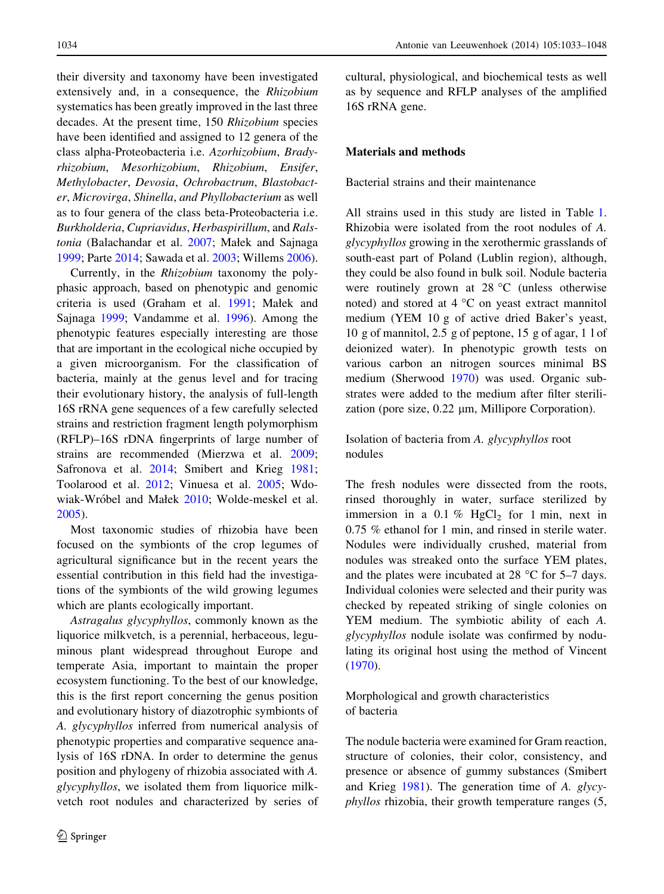their diversity and taxonomy have been investigated extensively and, in a consequence, the *Rhizobium* systematics has been greatly improved in the last three decades. At the present time, 150 *Rhizobium* species have been identified and assigned to 12 genera of the class alpha-Proteobacteria i.e. *Azorhizobium*, *Bradyrhizobium*, *Mesorhizobium*, *Rhizobium*, *Ensifer*, *Methylobacter*, *Devosia*, *Ochrobactrum*, *Blastobacter*, *Microvirga*, *Shinella*, *and Phyllobacterium* as well as to four genera of the class beta-Proteobacteria i.e. *Burkholderia*, *Cupriavidus*, *Herbaspirillum*, and *Ralstonia* (Balachandar et al. 2007; Małek and Sajnaga 1999; Parte 2014; Sawada et al. 2003; Willems 2006).

Currently, in the *Rhizobium* taxonomy the polyphasic approach, based on phenotypic and genomic criteria is used (Graham et al. 1991; Małek and Sajnaga 1999; Vandamme et al. 1996). Among the phenotypic features especially interesting are those that are important in the ecological niche occupied by a given microorganism. For the classification of bacteria, mainly at the genus level and for tracing their evolutionary history, the analysis of full-length 16S rRNA gene sequences of a few carefully selected strains and restriction fragment length polymorphism (RFLP)–16S rDNA fingerprints of large number of strains are recommended (Mierzwa et al. 2009; Safronova et al. 2014; Smibert and Krieg 1981; Toolarood et al. 2012; Vinuesa et al. 2005; Wdowiak-Wróbel and Małek 2010; Wolde-meskel et al. 2005).

Most taxonomic studies of rhizobia have been focused on the symbionts of the crop legumes of agricultural significance but in the recent years the essential contribution in this field had the investigations of the symbionts of the wild growing legumes which are plants ecologically important.

*Astragalus glycyphyllos*, commonly known as the liquorice milkvetch, is a perennial, herbaceous, leguminous plant widespread throughout Europe and temperate Asia, important to maintain the proper ecosystem functioning. To the best of our knowledge, this is the first report concerning the genus position and evolutionary history of diazotrophic symbionts of *A. glycyphyllos* inferred from numerical analysis of phenotypic properties and comparative sequence analysis of 16S rDNA. In order to determine the genus position and phylogeny of rhizobia associated with *A. glycyphyllos*, we isolated them from liquorice milkvetch root nodules and characterized by series of cultural, physiological, and biochemical tests as well as by sequence and RFLP analyses of the amplified 16S rRNA gene.

## Materials and methods

### Bacterial strains and their maintenance

All strains used in this study are listed in Table 1. Rhizobia were isolated from the root nodules of *A. glycyphyllos* growing in the xerothermic grasslands of south-east part of Poland (Lublin region), although, they could be also found in bulk soil. Nodule bacteria were routinely grown at 28 °C (unless otherwise noted) and stored at 4 °C on yeast extract mannitol medium (YEM 10 g of active dried Baker's yeast, 10 g of mannitol, 2.5 g of peptone, 15 g of agar, 1 l of deionized water). In phenotypic growth tests on various carbon an nitrogen sources minimal BS medium (Sherwood 1970) was used. Organic substrates were added to the medium after filter sterilization (pore size, 0.22 μm, Millipore Corporation).

### Isolation of bacteria from *A. glycyphyllos* root nodules

The fresh nodules were dissected from the roots, rinsed thoroughly in water, surface sterilized by immersion in a 0.1 % $HgCl_2$ for 1 min, next in 0.75 % ethanol for 1 min, and rinsed in sterile water. Nodules were individually crushed, material from nodules was streaked onto the surface YEM plates, and the plates were incubated at 28 °C for 5–7 days. Individual colonies were selected and their purity was checked by repeated striking of single colonies on YEM medium. The symbiotic ability of each *A. glycyphyllos* nodule isolate was confirmed by nodulating its original host using the method of Vincent (1970).

### Morphological and growth characteristics of bacteria

The nodule bacteria were examined for Gram reaction, structure of colonies, their color, consistency, and presence or absence of gummy substances (Smibert and Krieg 1981). The generation time of *A. glycyphyllos* rhizobia, their growth temperature ranges (5,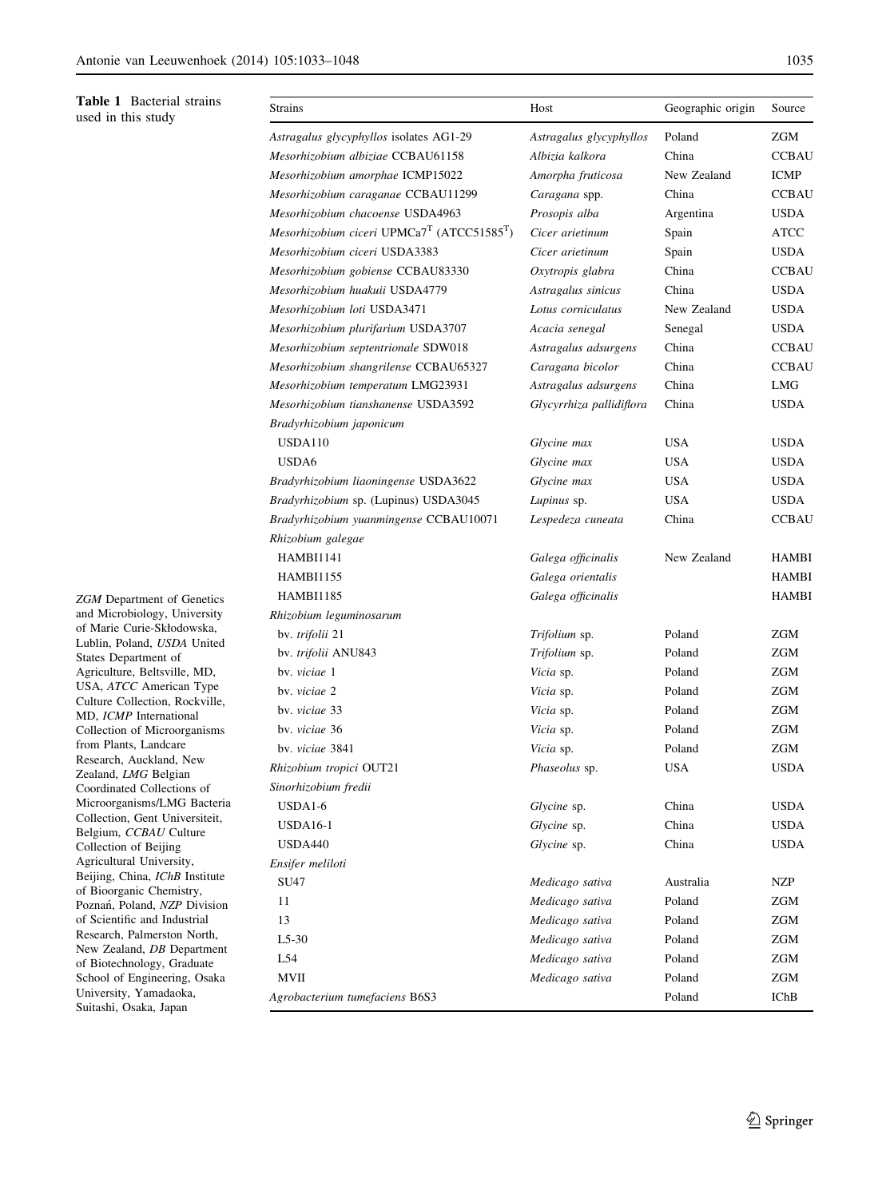**Table 1** Bacterial strains used in this study

| Strains | Host | Geographic origin | Source |
|---|---|---|---|
| *Astragalus glycyphyllos* isolates AG1-29 | *Astragalus glycyphyllos* | Poland | ZGM |
| *Mesorhizobium albiziae* CCBAU61158 | *Albizia kalkora* | China | CCBAU |
| *Mesorhizobium amorphae* ICMP15022 | *Amorpha fruticosa* | New Zealand | ICMP |
| *Mesorhizobium caraganae* CCBAU11299 | *Caragana* spp. | China | CCBAU |
| *Mesorhizobium chacoense* USDA4963 | *Prosopis alba* | Argentina | USDA |
| *Mesorhizobium ciceri* UPMCa7$^T$ (ATCC51585$^T$) | *Cicer arietinum* | Spain | ATCC |
| *Mesorhizobium ciceri* USDA3383 | *Cicer arietinum* | Spain | USDA |
| *Mesorhizobium gobiense* CCBAU83330 | *Oxytropis glabra* | China | CCBAU |
| *Mesorhizobium huakuii* USDA4779 | *Astragalus sinicus* | China | USDA |
| *Mesorhizobium loti* USDA3471 | *Lotus corniculatus* | New Zealand | USDA |
| *Mesorhizobium plurifarium* USDA3707 | *Acacia senegal* | Senegal | USDA |
| *Mesorhizobium septentrionale* SDW018 | *Astragalus adsurgens* | China | CCBAU |
| *Mesorhizobium shangrilense* CCBAU65327 | *Caragana bicolor* | China | CCBAU |
| *Mesorhizobium temperatum* LMG23931 | *Astragalus adsurgens* | China | LMG |
| *Mesorhizobium tianshanense* USDA3592 | *Glycyrrhiza pallidiflora* | China | USDA |
| *Bradyrhizobium japonicum* | | | |
| USDA110 | *Glycine max* | USA | USDA |
| USDA6 | *Glycine max* | USA | USDA |
| *Bradyrhizobium liaoningense* USDA3622 | *Glycine max* | USA | USDA |
| *Bradyrhizobium* sp. (Lupinus) USDA3045 | *Lupinus* sp. | USA | USDA |
| *Bradyrhizobium yuanmingense* CCBAU10071 | *Lespedeza cuneata* | China | CCBAU |
| *Rhizobium galegae* | | | |
| HAMBI1141 | *Galega officinalis* | New Zealand | HAMBI |
| HAMBI1155 | *Galega orientalis* | | HAMBI |
| HAMBI1185 | *Galega officinalis* | | HAMBI |
| *Rhizobium leguminosarum* | | | |
| bv. *trifolii* 21 | *Trifolium* sp. | Poland | ZGM |
| bv. *trifolii* ANU843 | *Trifolium* sp. | Poland | ZGM |
| bv. *viciae* 1 | *Vicia* sp. | Poland | ZGM |
| bv. *viciae* 2 | *Vicia* sp. | Poland | ZGM |
| bv. *viciae* 33 | *Vicia* sp. | Poland | ZGM |
| bv. *viciae* 36 | *Vicia* sp. | Poland | ZGM |
| bv. *viciae* 3841 | *Vicia* sp. | Poland | ZGM |
| *Rhizobium tropici* OUT21 | *Phaseolus* sp. | USA | USDA |
| *Sinorhizobium fredii* | | | |
| USDA1-6 | *Glycine* sp. | China | USDA |
| USDA16-1 | *Glycine* sp. | China | USDA |
| USDA440 | *Glycine* sp. | China | USDA |
| *Ensifer meliloti* | | | |
| SU47 | *Medicago sativa* | Australia | NZP |
| 11 | *Medicago sativa* | Poland | ZGM |
| 13 | *Medicago sativa* | Poland | ZGM |
| L5-30 | *Medicago sativa* | Poland | ZGM |
| L54 | *Medicago sativa* | Poland | ZGM |
| MVII | *Medicago sativa* | Poland | ZGM |
| *Agrobacterium tumefaciens* B6S3 | | Poland | IChB |

*ZGM* Department of Genetics and Microbiology, University of Marie Curie-Skłodowska, Lublin, Poland, *USDA* United States Department of Agriculture, Beltsville, MD, USA, *ATCC* American Type Culture Collection, Rockville, MD, *ICMP* International Collection of Microorganisms from Plants, Landcare Research, Auckland, New Zealand, *LMG* Belgian Coordinated Collections of Microorganisms/LMG Bacteria Collection, Gent Universiteit, Belgium, *CCBAU* Culture Collection of Beijing Agricultural University, Beijing, China, *IChB* Institute of Bioorganic Chemistry, Poznań, Poland, *NZP* Division of Scientific and Industrial Research, Palmerston North, New Zealand, *DB* Department of Biotechnology, Graduate School of Engineering, Osaka University, Yamadaoka, Suitashi, Osaka, Japan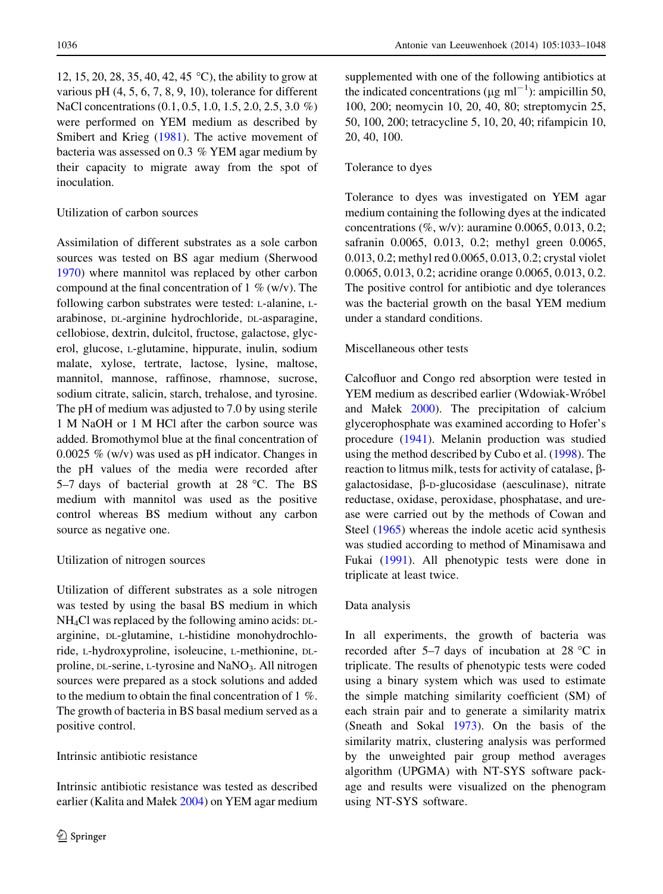12, 15, 20, 28, 35, 40, 42, 45 °C), the ability to grow at various pH (4, 5, 6, 7, 8, 9, 10), tolerance for different NaCl concentrations (0.1, 0.5, 1.0, 1.5, 2.0, 2.5, 3.0 %) were performed on YEM medium as described by Smibert and Krieg (1981). The active movement of bacteria was assessed on 0.3 % YEM agar medium by their capacity to migrate away from the spot of inoculation.

### Utilization of carbon sources

Assimilation of different substrates as a sole carbon sources was tested on BS agar medium (Sherwood 1970) where mannitol was replaced by other carbon compound at the final concentration of 1 % (w/v). The following carbon substrates were tested: L-alanine, L-arabinose, DL-arginine hydrochloride, DL-asparagine, cellobiose, dextrin, dulcitol, fructose, galactose, glycerol, glucose, L-glutamine, hippurate, inulin, sodium malate, xylose, tertrate, lactose, lysine, maltose, mannitol, mannose, raffinose, rhamnose, sucrose, sodium citrate, salicin, starch, trehalose, and tyrosine. The pH of medium was adjusted to 7.0 by using sterile 1 M NaOH or 1 M HCl after the carbon source was added. Bromothymol blue at the final concentration of 0.0025 % (w/v) was used as pH indicator. Changes in the pH values of the media were recorded after 5–7 days of bacterial growth at 28 °C. The BS medium with mannitol was used as the positive control whereas BS medium without any carbon source as negative one.

### Utilization of nitrogen sources

Utilization of different substrates as a sole nitrogen was tested by using the basal BS medium in which $NH_4Cl$ was replaced by the following amino acids: DL-arginine, DL-glutamine, L-histidine monohydrochloride, L-hydroxyproline, isoleucine, L-methionine, DL-proline, DL-serine, L-tyrosine and $NaNO_3$. All nitrogen sources were prepared as a stock solutions and added to the medium to obtain the final concentration of 1 %. The growth of bacteria in BS basal medium served as a positive control.

### Intrinsic antibiotic resistance

Intrinsic antibiotic resistance was tested as described earlier (Kalita and Małek 2004) on YEM agar medium supplemented with one of the following antibiotics at the indicated concentrations (μg ml$^{-1}$): ampicillin 50, 100, 200; neomycin 10, 20, 40, 80; streptomycin 25, 50, 100, 200; tetracycline 5, 10, 20, 40; rifampicin 10, 20, 40, 100.

### Tolerance to dyes

Tolerance to dyes was investigated on YEM agar medium containing the following dyes at the indicated concentrations (%, w/v): auramine 0.0065, 0.013, 0.2; safranin 0.0065, 0.013, 0.2; methyl green 0.0065, 0.013, 0.2; methyl red 0.0065, 0.013, 0.2; crystal violet 0.0065, 0.013, 0.2; acridine orange 0.0065, 0.013, 0.2. The positive control for antibiotic and dye tolerances was the bacterial growth on the basal YEM medium under a standard conditions.

### Miscellaneous other tests

Calcofluor and Congo red absorption were tested in YEM medium as described earlier (Wdowiak-Wróbel and Małek 2000). The precipitation of calcium glycerophosphate was examined according to Hofer's procedure (1941). Melanin production was studied using the method described by Cubo et al. (1998). The reaction to litmus milk, tests for activity of catalase, β-galactosidase, β-D-glucosidase (aesculinase), nitrate reductase, oxidase, peroxidase, phosphatase, and urease were carried out by the methods of Cowan and Steel (1965) whereas the indole acetic acid synthesis was studied according to method of Minamisawa and Fukai (1991). All phenotypic tests were done in triplicate at least twice.

### Data analysis

In all experiments, the growth of bacteria was recorded after 5–7 days of incubation at 28 °C in triplicate. The results of phenotypic tests were coded using a binary system which was used to estimate the simple matching similarity coefficient (SM) of each strain pair and to generate a similarity matrix (Sneath and Sokal 1973). On the basis of the similarity matrix, clustering analysis was performed by the unweighted pair group method averages algorithm (UPGMA) with NT-SYS software package and results were visualized on the phenogram using NT-SYS software.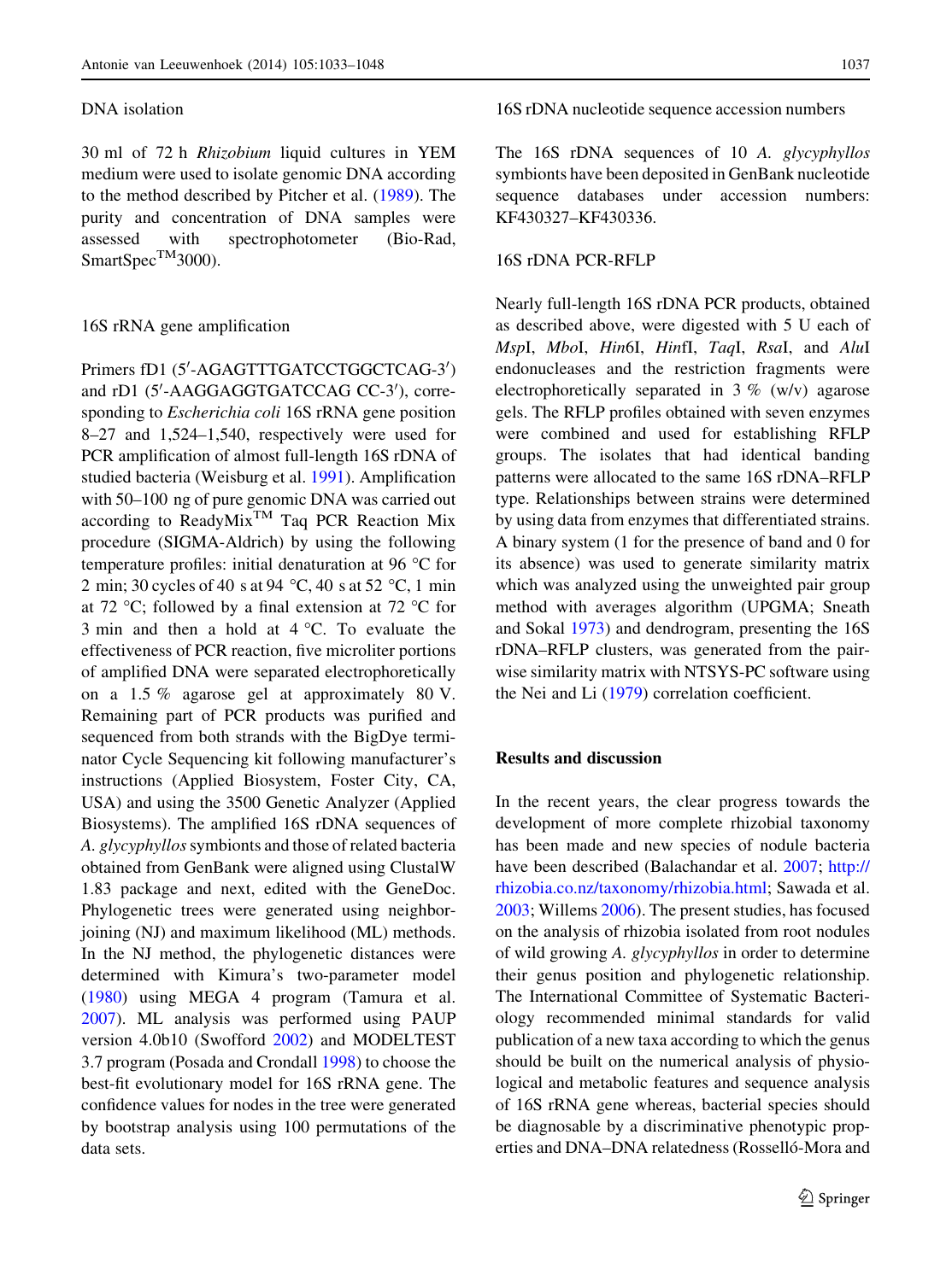### DNA isolation

30 ml of 72 h *Rhizobium* liquid cultures in YEM medium were used to isolate genomic DNA according to the method described by Pitcher et al. (1989). The purity and concentration of DNA samples were assessed with spectrophotometer (Bio-Rad, SmartSpec™3000).

### 16S rRNA gene amplification

Primers fD1 (5′-AGAGTTTGATCCTGGCTCAG-3′) and rD1 (5′-AAGGAGGTGATCCAG CC-3′), corresponding to *Escherichia coli* 16S rRNA gene position 8–27 and 1,524–1,540, respectively were used for PCR amplification of almost full-length 16S rDNA of studied bacteria (Weisburg et al. 1991). Amplification with 50–100 ng of pure genomic DNA was carried out according to ReadyMix™ Taq PCR Reaction Mix procedure (SIGMA-Aldrich) by using the following temperature profiles: initial denaturation at 96 °C for 2 min; 30 cycles of 40 s at 94 °C, 40 s at 52 °C, 1 min at 72 °C; followed by a final extension at 72 °C for 3 min and then a hold at 4 °C. To evaluate the effectiveness of PCR reaction, five microliter portions of amplified DNA were separated electrophoretically on a 1.5 % agarose gel at approximately 80 V. Remaining part of PCR products was purified and sequenced from both strands with the BigDye terminator Cycle Sequencing kit following manufacturer's instructions (Applied Biosystem, Foster City, CA, USA) and using the 3500 Genetic Analyzer (Applied Biosystems). The amplified 16S rDNA sequences of *A. glycyphyllos* symbionts and those of related bacteria obtained from GenBank were aligned using ClustalW 1.83 package and next, edited with the GeneDoc. Phylogenetic trees were generated using neighbor-joining (NJ) and maximum likelihood (ML) methods. In the NJ method, the phylogenetic distances were determined with Kimura's two-parameter model (1980) using MEGA 4 program (Tamura et al. 2007). ML analysis was performed using PAUP version 4.0b10 (Swofford 2002) and MODELTEST 3.7 program (Posada and Crondall 1998) to choose the best-fit evolutionary model for 16S rRNA gene. The confidence values for nodes in the tree were generated by bootstrap analysis using 100 permutations of the data sets.

### 16S rDNA nucleotide sequence accession numbers

The 16S rDNA sequences of 10 *A. glycyphyllos* symbionts have been deposited in GenBank nucleotide sequence databases under accession numbers: KF430327–KF430336.

### 16S rDNA PCR-RFLP

Nearly full-length 16S rDNA PCR products, obtained as described above, were digested with 5 U each of *Msp*I, *Mbo*I, *Hin*6I, *Hin*fI, *Taq*I, *Rsa*I, and *Alu*I endonucleases and the restriction fragments were electrophoretically separated in 3 % (w/v) agarose gels. The RFLP profiles obtained with seven enzymes were combined and used for establishing RFLP groups. The isolates that had identical banding patterns were allocated to the same 16S rDNA–RFLP type. Relationships between strains were determined by using data from enzymes that differentiated strains. A binary system (1 for the presence of band and 0 for its absence) was used to generate similarity matrix which was analyzed using the unweighted pair group method with averages algorithm (UPGMA; Sneath and Sokal 1973) and dendrogram, presenting the 16S rDNA–RFLP clusters, was generated from the pair-wise similarity matrix with NTSYS-PC software using the Nei and Li (1979) correlation coefficient.

## Results and discussion

In the recent years, the clear progress towards the development of more complete rhizobial taxonomy has been made and new species of nodule bacteria have been described (Balachandar et al. 2007; http://rhizobia.co.nz/taxonomy/rhizobia.html; Sawada et al. 2003; Willems 2006). The present studies, has focused on the analysis of rhizobia isolated from root nodules of wild growing *A. glycyphyllos* in order to determine their genus position and phylogenetic relationship. The International Committee of Systematic Bacteriology recommended minimal standards for valid publication of a new taxa according to which the genus should be built on the numerical analysis of physiological and metabolic features and sequence analysis of 16S rRNA gene whereas, bacterial species should be diagnosable by a discriminative phenotypic properties and DNA–DNA relatedness (Rosselló-Mora and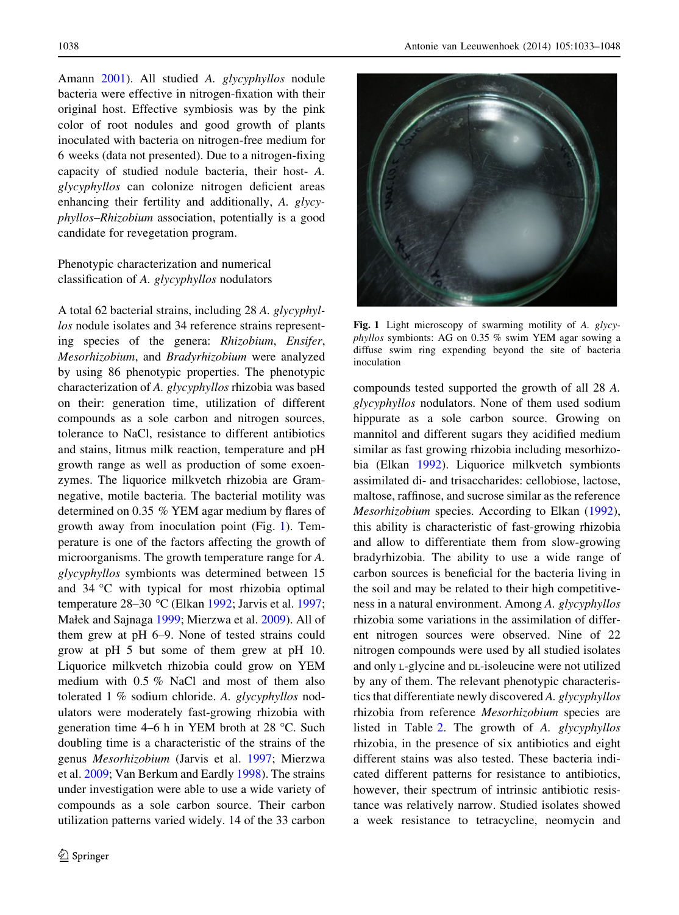Amann 2001). All studied *A. glycyphyllos* nodule bacteria were effective in nitrogen-fixation with their original host. Effective symbiosis was by the pink color of root nodules and good growth of plants inoculated with bacteria on nitrogen-free medium for 6 weeks (data not presented). Due to a nitrogen-fixing capacity of studied nodule bacteria, their host- *A. glycyphyllos* can colonize nitrogen deficient areas enhancing their fertility and additionally, *A. glycyphyllos*–*Rhizobium* association, potentially is a good candidate for revegetation program.

### Phenotypic characterization and numerical classification of *A. glycyphyllos* nodulators

A total 62 bacterial strains, including 28 *A. glycyphyllos* nodule isolates and 34 reference strains representing species of the genera: *Rhizobium*, *Ensifer*, *Mesorhizobium*, and *Bradyrhizobium* were analyzed by using 86 phenotypic properties. The phenotypic characterization of *A. glycyphyllos* rhizobia was based on their: generation time, utilization of different compounds as a sole carbon and nitrogen sources, tolerance to NaCl, resistance to different antibiotics and stains, litmus milk reaction, temperature and pH growth range as well as production of some exoenzymes. The liquorice milkvetch rhizobia are Gram-negative, motile bacteria. The bacterial motility was determined on 0.35 % YEM agar medium by flares of growth away from inoculation point (Fig. 1). Temperature is one of the factors affecting the growth of microorganisms. The growth temperature range for *A. glycyphyllos* symbionts was determined between 15 and 34 °C with typical for most rhizobia optimal temperature 28–30 °C (Elkan 1992; Jarvis et al. 1997; Małek and Sajnaga 1999; Mierzwa et al. 2009). All of them grew at pH 6–9. None of tested strains could grow at pH 5 but some of them grew at pH 10. Liquorice milkvetch rhizobia could grow on YEM medium with 0.5 % NaCl and most of them also tolerated 1 % sodium chloride. *A. glycyphyllos* nodulators were moderately fast-growing rhizobia with generation time 4–6 h in YEM broth at 28 °C. Such doubling time is a characteristic of the strains of the genus *Mesorhizobium* (Jarvis et al. 1997; Mierzwa et al. 2009; Van Berkum and Eardly 1998). The strains under investigation were able to use a wide variety of compounds as a sole carbon source. Their carbon utilization patterns varied widely. 14 of the 33 carbon compounds tested supported the growth of all 28 *A. glycyphyllos* nodulators. None of them used sodium hippurate as a sole carbon source. Growing on mannitol and different sugars they acidified medium similar as fast growing rhizobia including mesorhizobia (Elkan 1992). Liquorice milkvetch symbionts assimilated di- and trisaccharides: cellobiose, lactose, maltose, raffinose, and sucrose similar as the reference *Mesorhizobium* species. According to Elkan (1992), this ability is characteristic of fast-growing rhizobia and allow to differentiate them from slow-growing bradyrhizobia. The ability to use a wide range of carbon sources is beneficial for the bacteria living in the soil and may be related to their high competitiveness in a natural environment. Among *A. glycyphyllos* rhizobia some variations in the assimilation of different nitrogen sources were observed. Nine of 22 nitrogen compounds were used by all studied isolates and only L-glycine and DL-isoleucine were not utilized by any of them. The relevant phenotypic characteristics that differentiate newly discovered *A. glycyphyllos* rhizobia from reference *Mesorhizobium* species are listed in Table 2. The growth of *A. glycyphyllos* rhizobia, in the presence of six antibiotics and eight different stains was also tested. These bacteria indicated different patterns for resistance to antibiotics, however, their spectrum of intrinsic antibiotic resistance was relatively narrow. Studied isolates showed a week resistance to tetracycline, neomycin and

**Fig. 1** Light microscopy of swarming motility of *A. glycyphyllos* symbionts: AG on 0.35 % swim YEM agar sowing a diffuse swim ring expending beyond the site of bacteria inoculation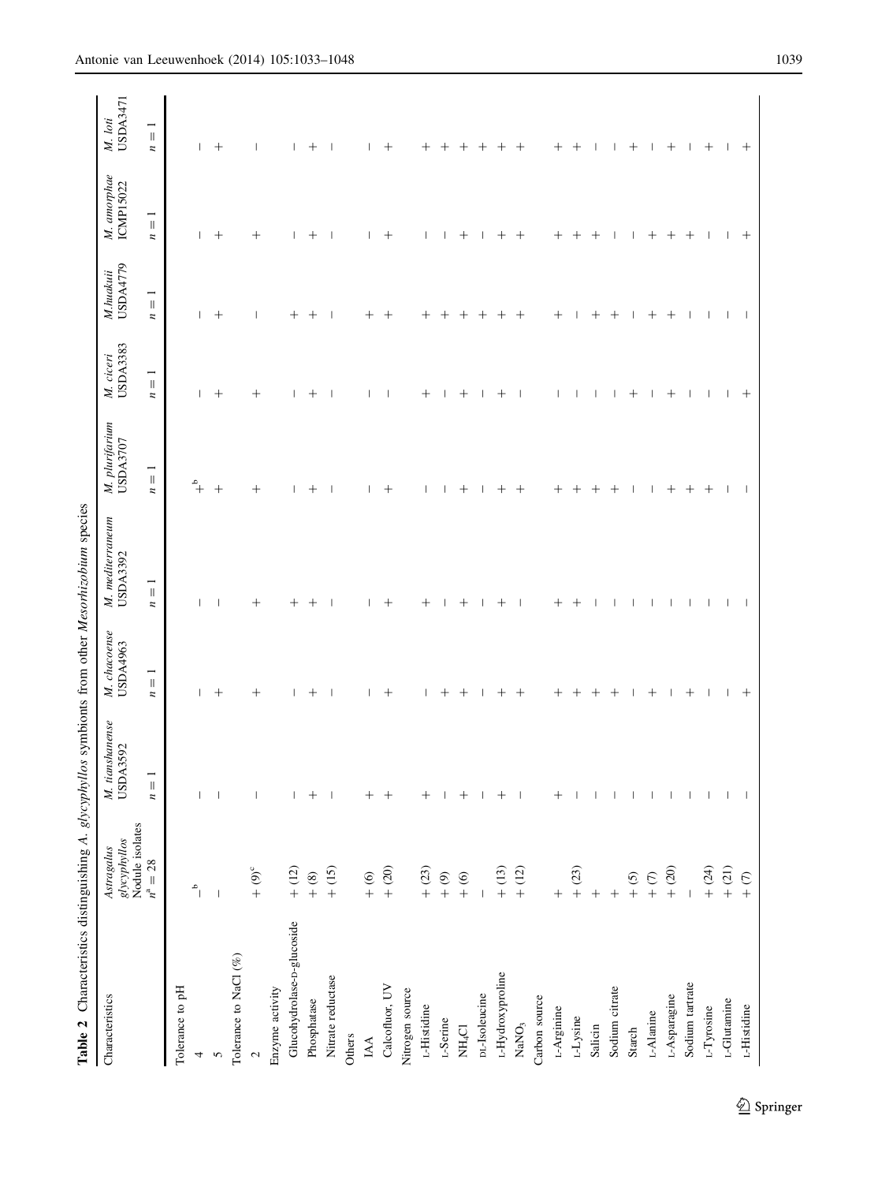**Table 2** Characteristics distinguishing *A. glycyphyllos* symbionts from other *Mesorhizobium* species

| Characteristics | *Astragalus glycyphyllos* Nodule isolates $n$[a] = 28 | *M. tianshanense* USDA3592 $n = 1$ | *M. chacoense* USDA4963 $n = 1$ | *M. mediterraneum* USDA3392 $n = 1$ | *M. plurifarium* USDA3707 $n = 1$ | *M. ciceri* USDA3383 $n = 1$ | *M. huakuii* USDA4779 $n = 1$ | *M. amorphae* ICMP15022 $n = 1$ | *M. loti* USDA3471 $n = 1$ |
|---|---|---|---|---|---|---|---|---|---|
| Tolerance to pH | | | | | | | | | |
| 4 | −[b] | − | − | − | +[b] | − | − | − | − |
| 5 | − | − | + | − | + | + | + | + | + |
| Tolerance to NaCl (%) | | | | | | | | | |
| 2 | + (9)[c] | − | + | + | + | + | − | + | − |
| Enzyme activity | | | | | | | | | |
| Glucohydrolase-D-glucoside | + (12) | − | − | + | − | − | + | − | − |
| Phosphatase | + (8) | + | + | + | + | + | + | + | + |
| Nitrate reductase | + (15) | − | − | − | − | − | − | − | − |
| Others | | | | | | | | | |
| IAA | + (6) | + | − | − | − | − | + | − | − |
| Calcofluor, UV | + (20) | + | + | + | + | − | + | + | + |
| Nitrogen source | | | | | | | | | |
| L-Histidine | + (23) | + | − | + | − | + | + | − | + |
| L-Serine | + (9) | − | + | − | − | − | + | − | + |
| $NH_4Cl$ | + (6) | + | + | + | + | + | + | + | + |
| DL-Isoleucine | − | − | − | − | − | − | + | − | + |
| L-Hydroxyproline | + (13) | + | + | + | + | + | + | + | + |
| $NaNO_3$ | + (12) | − | + | − | + | − | + | + | + |
| Carbon source | | | | | | | | | |
| L-Arginine | + | + | + | + | + | − | + | + | + |
| L-Lysine | + (23) | − | + | + | + | − | − | + | + |
| Salicin | + | − | + | − | + | − | + | + | − |
| Sodium citrate | + | − | + | − | + | − | + | − | − |
| Starch | + (5) | − | − | − | − | + | − | − | + |
| L-Alanine | + (7) | − | + | − | − | − | + | + | − |
| L-Asparagine | + (20) | − | − | − | + | + | + | + | + |
| Sodium tartrate | − | − | + | − | + | − | − | + | − |
| L-Tyrosine | + (24) | − | − | − | + | − | − | − | + |
| L-Glutamine | + (21) | − | − | − | − | − | − | − | − |
| L-Histidine | + (7) | − | + | − | − | + | − | + | + |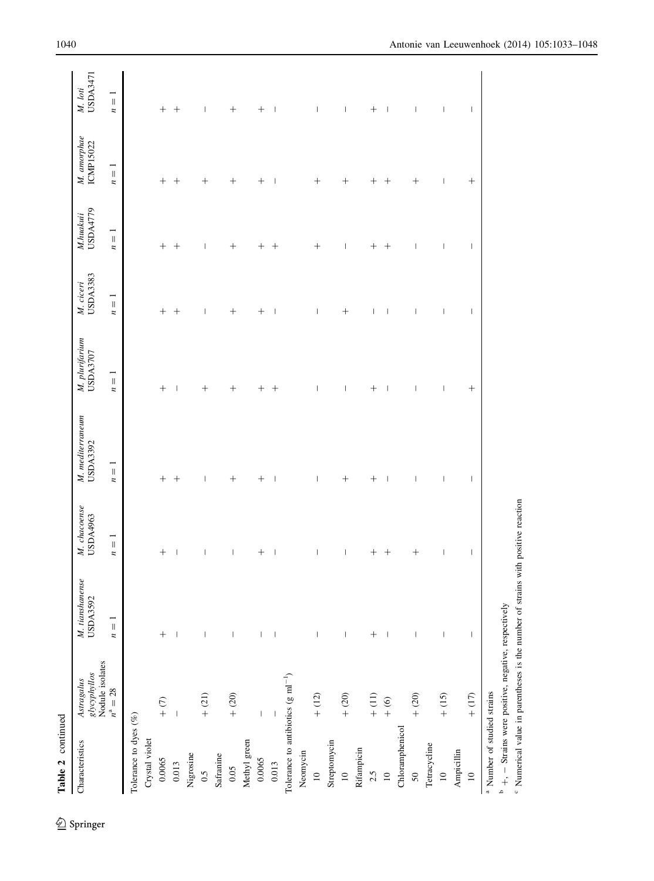Table 2 continued

| Characteristics | *Astragalus glycyphyllos* Nodule isolates $n^a = 28$ | *M. tianshanense* USDA3592 $n = 1$ | *M. chacoense* USDA4963 $n = 1$ | *M. mediterraneum* USDA3392 $n = 1$ | *M. plurifarium* USDA3707 $n = 1$ | *M. ciceri* USDA3383 $n = 1$ | *M.huakuii* USDA4779 $n = 1$ | *M. amorphae* ICMP15022 $n = 1$ | *M. loti* USDA3471 $n = 1$ |
|---|---|---|---|---|---|---|---|---|---|
| Tolerance to dyes (%) | | | | | | | | | |
| Crystal violet | | | | | | | | | |
| 0.0065 | + (7) | + | + | + | + | + | + | + | + |
| 0.013 | − | − | − | + | − | + | + | + | + |
| Nigrosine | | | | | | | | | |
| 0.5 | + (21) | − | − | − | + | − | − | + | − |
| Safranine | | | | | | | | | |
| 0.05 | + (20) | − | − | + | + | + | + | + | + |
| Methyl green | | | | | | | | | |
| 0.0065 | − | − | + | + | + | + | + | + | + |
| 0.013 | − | − | − | − | + | − | + | − | − |
| Tolerance to antibiotics (g ml$^{-1}$) | | | | | | | | | |
| Neomycin | | | | | | | | | |
| 10 | + (12) | − | − | − | − | − | + | + | − |
| Streptomycin | | | | | | | | | |
| 10 | + (20) | − | − | + | − | + | − | + | − |
| Rifampicin | | | | | | | | | |
| 2.5 | + (11) | + | + | + | + | − | + | + | + |
| 10 | + (6) | − | + | − | − | − | + | + | − |
| Chloramphenicol | | | | | | | | | |
| 50 | + (20) | − | + | − | − | − | − | + | − |
| Tetracycline | | | | | | | | | |
| 10 | + (15) | − | − | − | − | − | − | − | − |
| Ampicillin | | | | | | | | | |
| 10 | + (17) | − | − | − | + | − | − | + | − |

[a] Number of studied strains

[b] +, − Strains were positive, negative, respectively

[c] Numerical value in parentheses is the number of strains with positive reaction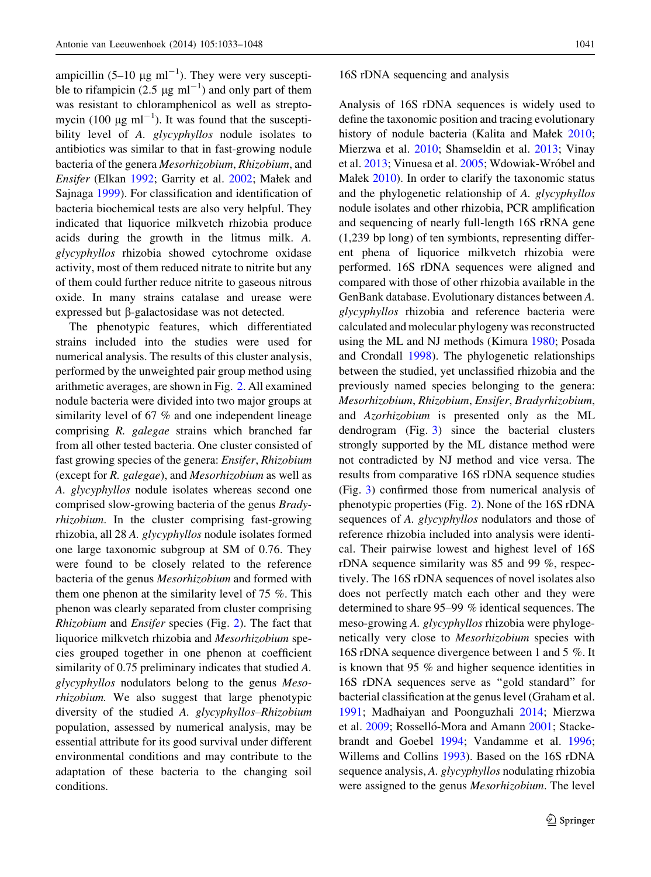ampicillin (5–10 μg $ml^{-1}$). They were very susceptible to rifampicin (2.5 μg $ml^{-1}$) and only part of them was resistant to chloramphenicol as well as streptomycin (100 μg $ml^{-1}$). It was found that the susceptibility level of *A. glycyphyllos* nodule isolates to antibiotics was similar to that in fast-growing nodule bacteria of the genera *Mesorhizobium*, *Rhizobium*, and *Ensifer* (Elkan 1992; Garrity et al. 2002; Małek and Sajnaga 1999). For classification and identification of bacteria biochemical tests are also very helpful. They indicated that liquorice milkvetch rhizobia produce acids during the growth in the litmus milk. *A. glycyphyllos* rhizobia showed cytochrome oxidase activity, most of them reduced nitrate to nitrite but any of them could further reduce nitrite to gaseous nitrous oxide. In many strains catalase and urease were expressed but β-galactosidase was not detected.

The phenotypic features, which differentiated strains included into the studies were used for numerical analysis. The results of this cluster analysis, performed by the unweighted pair group method using arithmetic averages, are shown in Fig. 2. All examined nodule bacteria were divided into two major groups at similarity level of 67 % and one independent lineage comprising *R. galegae* strains which branched far from all other tested bacteria. One cluster consisted of fast growing species of the genera: *Ensifer*, *Rhizobium* (except for *R. galegae*), and *Mesorhizobium* as well as *A. glycyphyllos* nodule isolates whereas second one comprised slow-growing bacteria of the genus *Bradyrhizobium*. In the cluster comprising fast-growing rhizobia, all 28 *A. glycyphyllos* nodule isolates formed one large taxonomic subgroup at SM of 0.76. They were found to be closely related to the reference bacteria of the genus *Mesorhizobium* and formed with them one phenon at the similarity level of 75 %. This phenon was clearly separated from cluster comprising *Rhizobium* and *Ensifer* species (Fig. 2). The fact that liquorice milkvetch rhizobia and *Mesorhizobium* species grouped together in one phenon at coefficient similarity of 0.75 preliminary indicates that studied *A. glycyphyllos* nodulators belong to the genus *Mesorhizobium.* We also suggest that large phenotypic diversity of the studied *A. glycyphyllos–Rhizobium* population, assessed by numerical analysis, may be essential attribute for its good survival under different environmental conditions and may contribute to the adaptation of these bacteria to the changing soil conditions.

## 16S rDNA sequencing and analysis

Analysis of 16S rDNA sequences is widely used to define the taxonomic position and tracing evolutionary history of nodule bacteria (Kalita and Małek 2010; Mierzwa et al. 2010; Shamseldin et al. 2013; Vinay et al. 2013; Vinuesa et al. 2005; Wdowiak-Wróbel and Małek 2010). In order to clarify the taxonomic status and the phylogenetic relationship of *A. glycyphyllos* nodule isolates and other rhizobia, PCR amplification and sequencing of nearly full-length 16S rRNA gene (1,239 bp long) of ten symbionts, representing different phena of liquorice milkvetch rhizobia were performed. 16S rDNA sequences were aligned and compared with those of other rhizobia available in the GenBank database. Evolutionary distances between *A. glycyphyllos* rhizobia and reference bacteria were calculated and molecular phylogeny was reconstructed using the ML and NJ methods (Kimura 1980; Posada and Crondall 1998). The phylogenetic relationships between the studied, yet unclassified rhizobia and the previously named species belonging to the genera: *Mesorhizobium*, *Rhizobium*, *Ensifer*, *Bradyrhizobium*, and *Azorhizobium* is presented only as the ML dendrogram (Fig. 3) since the bacterial clusters strongly supported by the ML distance method were not contradicted by NJ method and vice versa. The results from comparative 16S rDNA sequence studies (Fig. 3) confirmed those from numerical analysis of phenotypic properties (Fig. 2). None of the 16S rDNA sequences of *A. glycyphyllos* nodulators and those of reference rhizobia included into analysis were identical. Their pairwise lowest and highest level of 16S rDNA sequence similarity was 85 and 99 %, respectively. The 16S rDNA sequences of novel isolates also does not perfectly match each other and they were determined to share 95–99 % identical sequences. The meso-growing *A. glycyphyllos* rhizobia were phylogenetically very close to *Mesorhizobium* species with 16S rDNA sequence divergence between 1 and 5 %. It is known that 95 % and higher sequence identities in 16S rDNA sequences serve as "gold standard" for bacterial classification at the genus level (Graham et al. 1991; Madhaiyan and Poonguzhali 2014; Mierzwa et al. 2009; Rosselló-Mora and Amann 2001; Stackebrandt and Goebel 1994; Vandamme et al. 1996; Willems and Collins 1993). Based on the 16S rDNA sequence analysis, *A. glycyphyllos* nodulating rhizobia were assigned to the genus *Mesorhizobium*. The level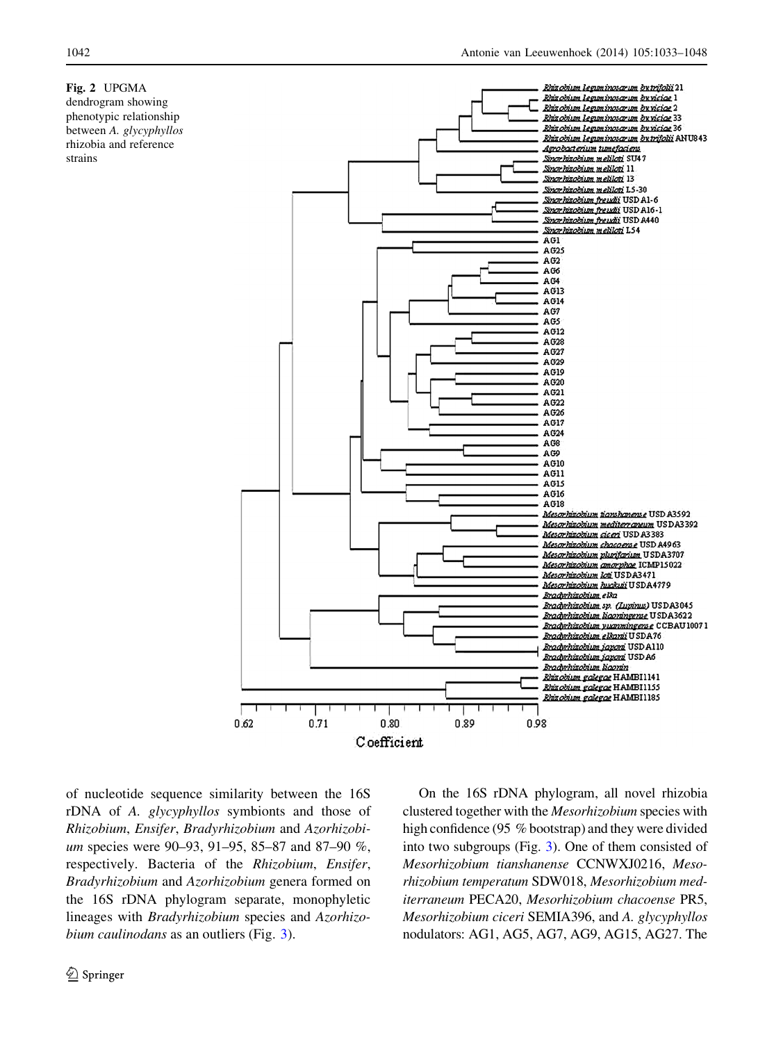**Fig. 2** UPGMA dendrogram showing phenotypic relationship between *A. glycyphyllos* rhizobia and reference strains

of nucleotide sequence similarity between the 16S rDNA of *A. glycyphyllos* symbionts and those of *Rhizobium*, *Ensifer*, *Bradyrhizobium* and *Azorhizobium* species were 90–93, 91–95, 85–87 and 87–90 %, respectively. Bacteria of the *Rhizobium*, *Ensifer*, *Bradyrhizobium* and *Azorhizobium* genera formed on the 16S rDNA phylogram separate, monophyletic lineages with *Bradyrhizobium* species and *Azorhizobium caulinodans* as an outliers (Fig. 3).

On the 16S rDNA phylogram, all novel rhizobia clustered together with the *Mesorhizobium* species with high confidence (95 % bootstrap) and they were divided into two subgroups (Fig. 3). One of them consisted of *Mesorhizobium tianshanense* CCNWXJ0216, *Mesorhizobium temperatum* SDW018, *Mesorhizobium mediterraneum* PECA20, *Mesorhizobium chacoense* PR5, *Mesorhizobium ciceri* SEMIA396, and *A. glycyphyllos* nodulators: AG1, AG5, AG7, AG9, AG15, AG27. The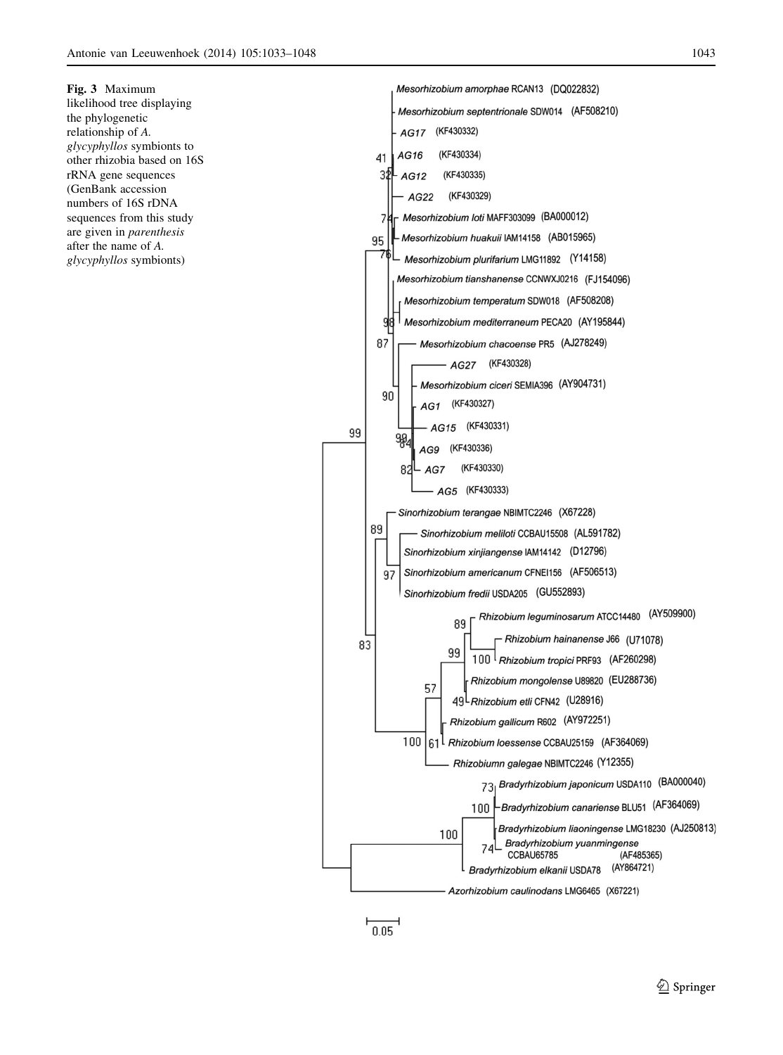**Fig. 3** Maximum likelihood tree displaying the phylogenetic relationship of *A. glycyphyllos* symbionts to other rhizobia based on 16S rRNA gene sequences (GenBank accession numbers of 16S rDNA sequences from this study are given in *parenthesis* after the name of *A. glycyphyllos* symbionts)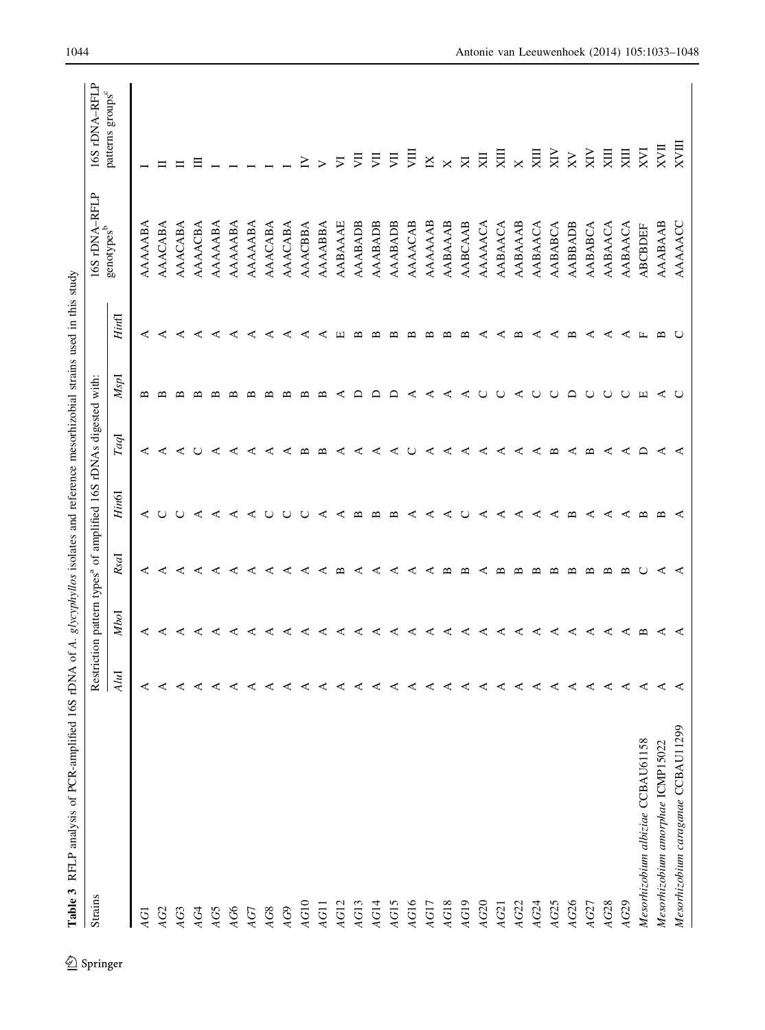**Table 3** RFLP analysis of PCR-amplified 16S rDNA of *A. glycyphyllos* isolates and reference mesorhizobial strains used in this study

| Strains | Restriction pattern types[a] of amplified 16S rDNAs digested with: | | | | | | | 16S rDNA–RFLP genotypes[b] | 16S rDNA–RFLP patterns groups[c] |
|---|---|---|---|---|---|---|---|---|---|
| | *Alu*I | *Mbo*I | *Rsa*I | *Hin6*I | *Taq*I | *Msp*I | *Hinf*I | | |
| *AG1* | A | A | A | A | A | B | A | AAAAABA | I |
| *AG2* | A | A | A | C | A | B | A | AAACABA | II |
| *AG3* | A | A | A | C | A | B | A | AAACABA | II |
| *AG4* | A | A | A | A | C | B | A | AAAACBA | III |
| *AG5* | A | A | A | A | A | B | A | AAAAABA | I |
| *AG6* | A | A | A | A | A | B | A | AAAAABA | I |
| *AG7* | A | A | A | A | A | B | A | AAAAABA | I |
| *AG8* | A | A | A | C | A | B | A | AAACABA | I |
| *AG9* | A | A | A | C | A | B | A | AAACABA | I |
| *AG10* | A | A | A | C | B | B | A | AAACBBA | IV |
| *AG11* | A | A | A | A | B | B | A | AAAABBA | V |
| *AG12* | A | A | B | A | A | A | E | AABAAAE | VI |
| *AG13* | A | A | A | B | A | D | B | AAABADB | VII |
| *AG14* | A | A | A | B | A | D | B | AAABADB | VII |
| *AG15* | A | A | A | B | A | D | B | AAABADB | VII |
| *AG16* | A | A | A | A | C | A | B | AAAACAB | VIII |
| *AG17* | A | A | A | A | A | A | B | AAAAAAB | IX |
| *AG18* | A | A | B | A | A | A | B | AABAAAB | X |
| *AG19* | A | A | B | C | A | A | B | AABCAAB | XI |
| *AG20* | A | A | A | A | A | C | A | AAAAACA | XII |
| *AG21* | A | A | B | A | A | C | A | AABAACA | XIII |
| *AG22* | A | A | B | A | A | A | B | AABAAAB | X |
| *AG24* | A | A | B | A | A | C | A | AABAACA | XIII |
| *AG25* | A | A | B | A | B | C | A | AABABCA | XIV |
| *AG26* | A | A | B | B | A | D | B | AABBADB | XV |
| *AG27* | A | A | B | A | B | C | A | AABABCA | XIV |
| *AG28* | A | A | B | A | A | C | A | AABAACA | XIII |
| *AG29* | A | A | B | A | A | C | A | AABAACA | XIII |
| *Mesorhizobium albiziae* CCBAU61158 | A | B | C | B | D | E | F | ABCBDEF | XVI |
| *Mesorhizobium amorphae* ICMP15022 | A | A | A | B | A | A | B | AAABAAB | XVII |
| *Mesorhizobium caraganae* CCBAU11299 | A | A | A | A | A | C | C | AAAAACC | XVIII |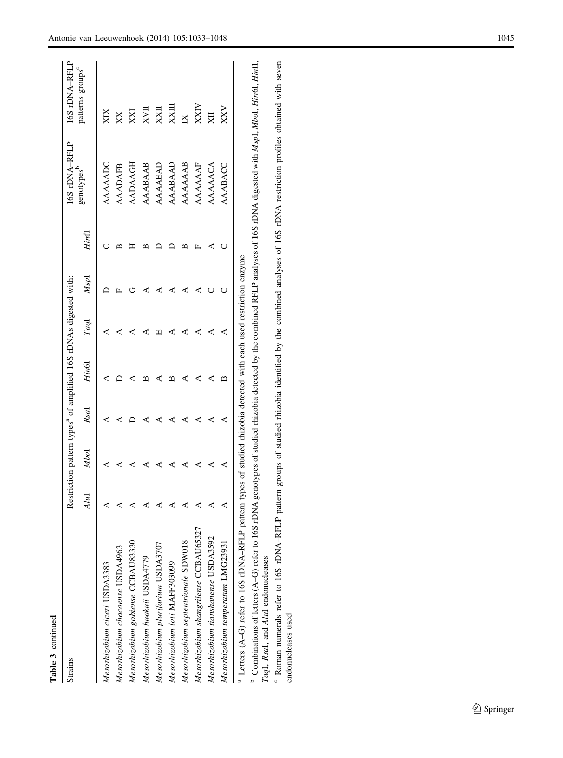**Table 3** continued

| Strains | Restriction pattern types[a] of amplified 16S rDNAs digested with: | | | | | | | 16S rDNA–RFLP genotypes[b] | 16S rDNA–RFLP patterns groups[c] |
|---|---|---|---|---|---|---|---|---|---|
| | *Alu*I | *Mbo*I | *Rsa*I | *Hin*6I | *Taq*I | *Msp*I | *Hin*fI | | |
| *Mesorhizobium ciceri* USDA3383 | A | A | A | A | A | D | C | AAAAADC | XIX |
| *Mesorhizobium chacoense* USDA4963 | A | A | A | D | A | F | B | AAADAFB | XX |
| *Mesorhizobium gobiense* CCBAU83330 | A | A | D | A | A | G | H | AADAAGH | XXI |
| *Mesorhizobium huakuii* USDA4779 | A | A | A | B | A | A | B | AAABAAB | XVII |
| *Mesorhizobium plurifarium* USDA3707 | A | A | A | A | E | A | D | AAAAEAD | XXII |
| *Mesorhizobium loti* MAFF303099 | A | A | A | B | A | A | D | AAABAAD | XXIII |
| *Mesorhizobium septentrionale* SDW018 | A | A | A | A | A | A | B | AAAAAAB | IX |
| *Mesorhizobium shangrilense* CCBAU65327 | A | A | A | A | A | A | F | AAAAAAF | XXIV |
| *Mesorhizobium tianshanense* USDA3592 | A | A | A | A | A | C | A | AAAAACA | XII |
| *Mesorhizobium temperatum* LMG23931 | A | A | A | B | A | C | C | AAABACC | XXV |

[a] Letters (A–G) refer to 16S rDNA–RFLP pattern types of studied rhizobia detected with each used restriction enzyme

[b] Combinations of letters (A–G) refer to 16S rDNA genotypes of studied rhizobia detected by the combined RFLP analyses of 16S rDNA digested with *Msp*I, *Mbo*I, *Hin*6I, *Hin*fI, *Taq*I, *Rsa*I, and *Alu*I endonucleases

[c] Roman numerals refer to 16S rDNA–RFLP pattern groups of studied rhizobia identified by the combined analyses of 16S rDNA restriction profiles obtained with seven endonucleases used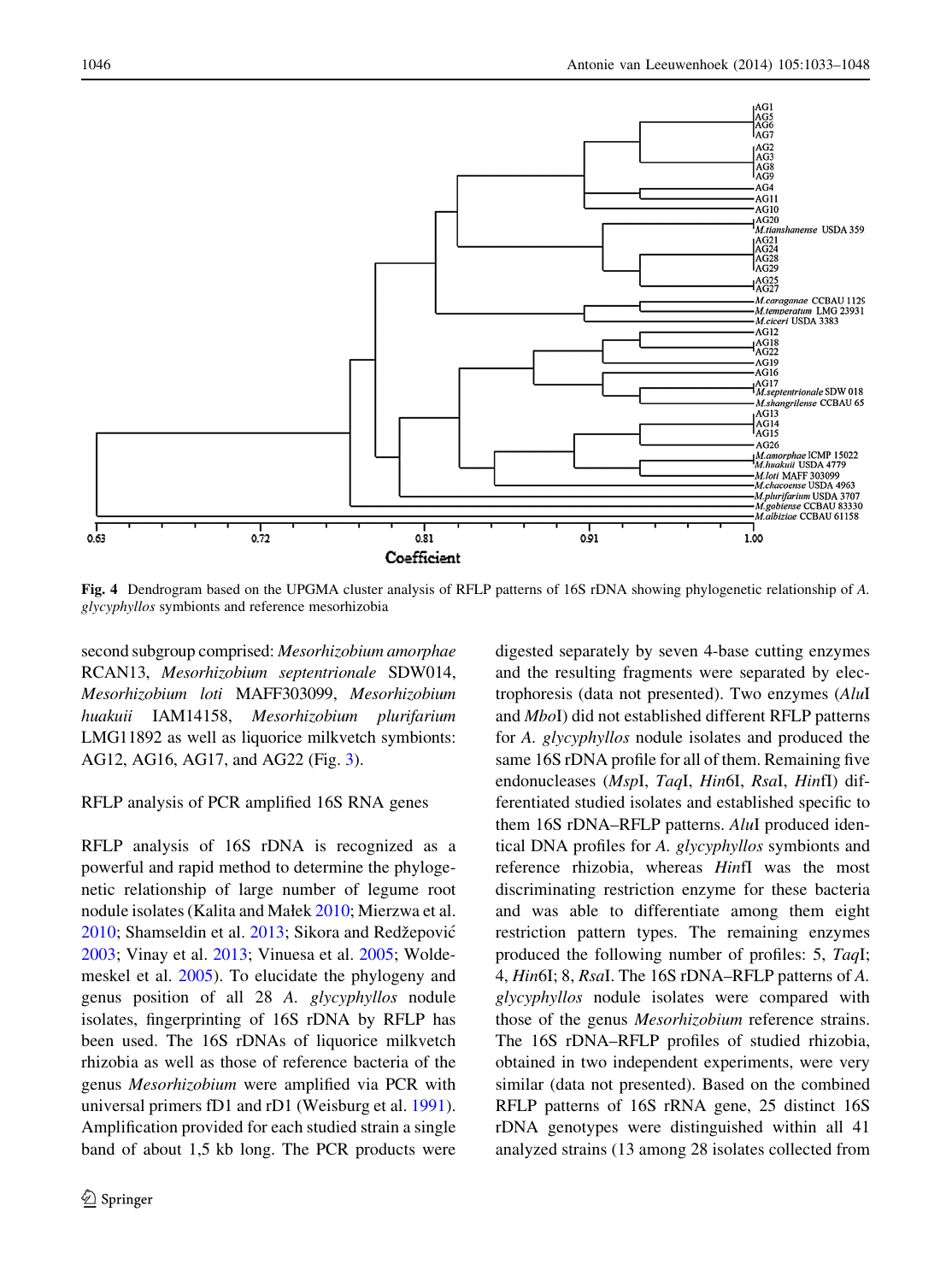AG1
AG5
AG6
AG7
AG2
AG3
AG8
AG9
AG4
AG11
AG10
AG20
M.tianshanense USDA 359
AG21
AG24
AG28
AG29
AG25
AG27
M.caraganae CCBAU 1125
M.temperatum LMG 23931
M.ciceri USDA 3383
AG12
AG18
AG22
AG19
AG16
AG17
M.septentrionale SDW 018
M.shangrilense CCBAU 65
AG13
AG14
AG15
AG26
M.amorphae ICMP 15022
M.huakuii USDA 4779
M.loti MAFF 303099
M.chacoense USDA 4963
M.plurifarium USDA 3707
M.gobiense CCBAU 83330
M.albiziae CCBAU 61158

0.63 0.72 0.81 0.91 1.00

Coefficient

**Fig. 4** Dendrogram based on the UPGMA cluster analysis of RFLP patterns of 16S rDNA showing phylogenetic relationship of *A. glycyphyllos* symbionts and reference mesorhizobia

second subgroup comprised: *Mesorhizobium amorphae* RCAN13, *Mesorhizobium septentrionale* SDW014, *Mesorhizobium loti* MAFF303099, *Mesorhizobium huakuii* IAM14158, *Mesorhizobium plurifarium* LMG11892 as well as liquorice milkvetch symbionts: AG12, AG16, AG17, and AG22 (Fig. 3).

RFLP analysis of PCR amplified 16S RNA genes

RFLP analysis of 16S rDNA is recognized as a powerful and rapid method to determine the phylogenetic relationship of large number of legume root nodule isolates (Kalita and Małek 2010; Mierzwa et al. 2010; Shamseldin et al. 2013; Sikora and Redžepović 2003; Vinay et al. 2013; Vinuesa et al. 2005; Wolde-meskel et al. 2005). To elucidate the phylogeny and genus position of all 28 *A. glycyphyllos* nodule isolates, fingerprinting of 16S rDNA by RFLP has been used. The 16S rDNAs of liquorice milkvetch rhizobia as well as those of reference bacteria of the genus *Mesorhizobium* were amplified via PCR with universal primers fD1 and rD1 (Weisburg et al. 1991). Amplification provided for each studied strain a single band of about 1,5 kb long. The PCR products were digested separately by seven 4-base cutting enzymes and the resulting fragments were separated by electrophoresis (data not presented). Two enzymes (*Alu*I and *Mbo*I) did not established different RFLP patterns for *A. glycyphyllos* nodule isolates and produced the same 16S rDNA profile for all of them. Remaining five endonucleases (*Msp*I, *Taq*I, *Hin*6I, *Rsa*I, *Hin*fI) differentiated studied isolates and established specific to them 16S rDNA–RFLP patterns. *Alu*I produced identical DNA profiles for *A. glycyphyllos* symbionts and reference rhizobia, whereas *Hin*fI was the most discriminating restriction enzyme for these bacteria and was able to differentiate among them eight restriction pattern types. The remaining enzymes produced the following number of profiles: 5, *Taq*I; 4, *Hin*6I; 8, *Rsa*I. The 16S rDNA–RFLP patterns of *A. glycyphyllos* nodule isolates were compared with those of the genus *Mesorhizobium* reference strains. The 16S rDNA–RFLP profiles of studied rhizobia, obtained in two independent experiments, were very similar (data not presented). Based on the combined RFLP patterns of 16S rRNA gene, 25 distinct 16S rDNA genotypes were distinguished within all 41 analyzed strains (13 among 28 isolates collected from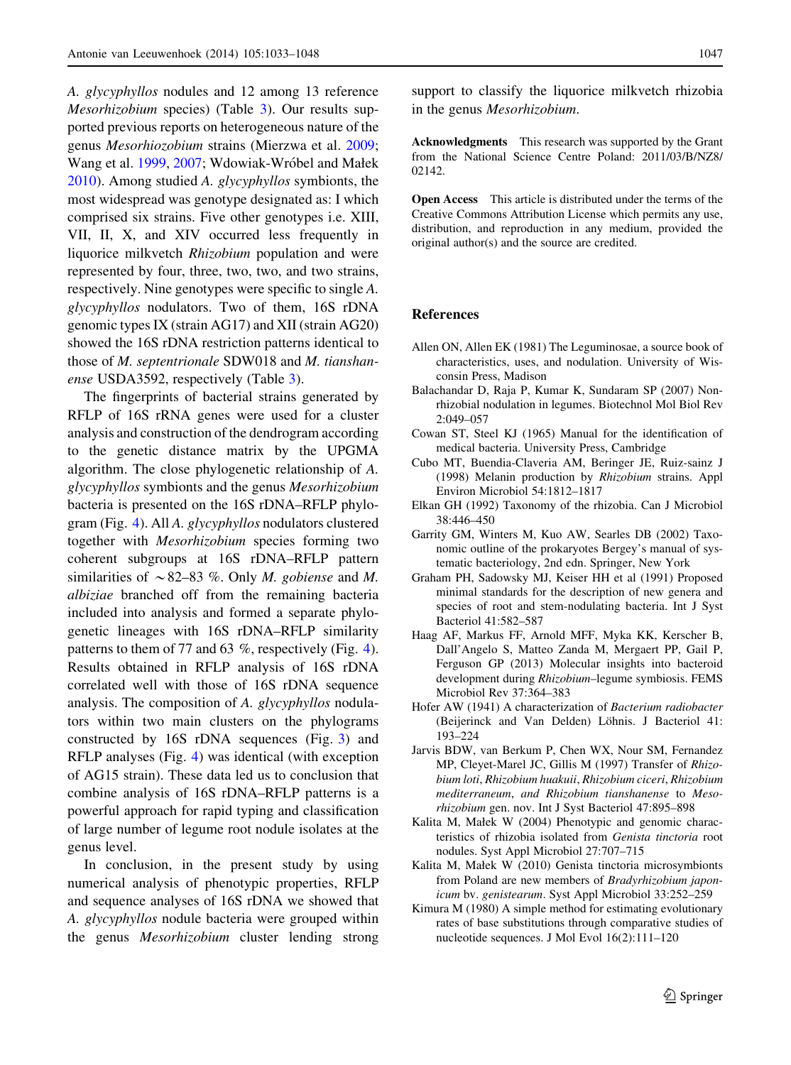*A. glycyphyllos* nodules and 12 among 13 reference *Mesorhizobium* species) (Table 3). Our results supported previous reports on heterogeneous nature of the genus *Mesorhiozobium* strains (Mierzwa et al. 2009; Wang et al. 1999, 2007; Wdowiak-Wróbel and Małek 2010). Among studied *A. glycyphyllos* symbionts, the most widespread was genotype designated as: I which comprised six strains. Five other genotypes i.e. XIII, VII, II, X, and XIV occurred less frequently in liquorice milkvetch *Rhizobium* population and were represented by four, three, two, two, and two strains, respectively. Nine genotypes were specific to single *A. glycyphyllos* nodulators. Two of them, 16S rDNA genomic types IX (strain AG17) and XII (strain AG20) showed the 16S rDNA restriction patterns identical to those of *M. septentrionale* SDW018 and *M. tianshanense* USDA3592, respectively (Table 3).

The fingerprints of bacterial strains generated by RFLP of 16S rRNA genes were used for a cluster analysis and construction of the dendrogram according to the genetic distance matrix by the UPGMA algorithm. The close phylogenetic relationship of *A. glycyphyllos* symbionts and the genus *Mesorhizobium* bacteria is presented on the 16S rDNA–RFLP phylogram (Fig. 4). All *A. glycyphyllos* nodulators clustered together with *Mesorhizobium* species forming two coherent subgroups at 16S rDNA–RFLP pattern similarities of ~82–83 %. Only *M. gobiense* and *M. albiziae* branched off from the remaining bacteria included into analysis and formed a separate phylogenetic lineages with 16S rDNA–RFLP similarity patterns to them of 77 and 63 %, respectively (Fig. 4). Results obtained in RFLP analysis of 16S rDNA correlated well with those of 16S rDNA sequence analysis. The composition of *A. glycyphyllos* nodulators within two main clusters on the phylograms constructed by 16S rDNA sequences (Fig. 3) and RFLP analyses (Fig. 4) was identical (with exception of AG15 strain). These data led us to conclusion that combine analysis of 16S rDNA–RFLP patterns is a powerful approach for rapid typing and classification of large number of legume root nodule isolates at the genus level.

In conclusion, in the present study by using numerical analysis of phenotypic properties, RFLP and sequence analyses of 16S rDNA we showed that *A. glycyphyllos* nodule bacteria were grouped within the genus *Mesorhizobium* cluster lending strong support to classify the liquorice milkvetch rhizobia in the genus *Mesorhizobium*.

**Acknowledgments** This research was supported by the Grant from the National Science Centre Poland: 2011/03/B/NZ8/02142.

**Open Access** This article is distributed under the terms of the Creative Commons Attribution License which permits any use, distribution, and reproduction in any medium, provided the original author(s) and the source are credited.

## References

Allen ON, Allen EK (1981) The Leguminosae, a source book of characteristics, uses, and nodulation. University of Wisconsin Press, Madison

Balachandar D, Raja P, Kumar K, Sundaram SP (2007) Non-rhizobial nodulation in legumes. Biotechnol Mol Biol Rev 2:049–057

Cowan ST, Steel KJ (1965) Manual for the identification of medical bacteria. University Press, Cambridge

Cubo MT, Buendia-Claveria AM, Beringer JE, Ruiz-sainz J (1998) Melanin production by *Rhizobium* strains. Appl Environ Microbiol 54:1812–1817

Elkan GH (1992) Taxonomy of the rhizobia. Can J Microbiol 38:446–450

Garrity GM, Winters M, Kuo AW, Searles DB (2002) Taxonomic outline of the prokaryotes Bergey's manual of systematic bacteriology, 2nd edn. Springer, New York

Graham PH, Sadowsky MJ, Keiser HH et al (1991) Proposed minimal standards for the description of new genera and species of root and stem-nodulating bacteria. Int J Syst Bacteriol 41:582–587

Haag AF, Markus FF, Arnold MFF, Myka KK, Kerscher B, Dall'Angelo S, Matteo Zanda M, Mergaert PP, Gail P, Ferguson GP (2013) Molecular insights into bacteroid development during *Rhizobium*–legume symbiosis. FEMS Microbiol Rev 37:364–383

Hofer AW (1941) A characterization of *Bacterium radiobacter* (Beijerinck and Van Delden) Löhnis. J Bacteriol 41: 193–224

Jarvis BDW, van Berkum P, Chen WX, Nour SM, Fernandez MP, Cleyet-Marel JC, Gillis M (1997) Transfer of *Rhizobium loti*, *Rhizobium huakuii*, *Rhizobium ciceri*, *Rhizobium mediterraneum*, *and Rhizobium tianshanense* to *Mesorhizobium* gen. nov. Int J Syst Bacteriol 47:895–898

Kalita M, Małek W (2004) Phenotypic and genomic characteristics of rhizobia isolated from *Genista tinctoria* root nodules. Syst Appl Microbiol 27:707–715

Kalita M, Małek W (2010) Genista tinctoria microsymbionts from Poland are new members of *Bradyrhizobium japonicum* bv. *genistearum*. Syst Appl Microbiol 33:252–259

Kimura M (1980) A simple method for estimating evolutionary rates of base substitutions through comparative studies of nucleotide sequences. J Mol Evol 16(2):111–120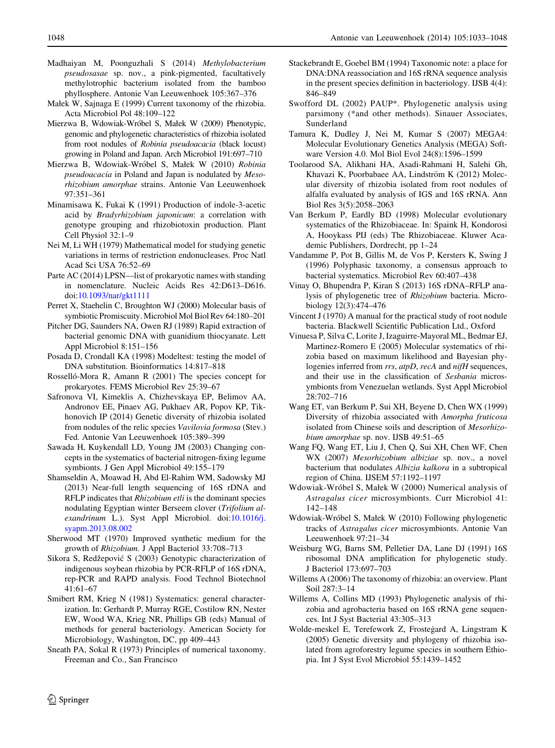Madhaiyan M, Poonguzhali S (2014) *Methylobacterium pseudosasae* sp. nov., a pink-pigmented, facultatively methylotrophic bacterium isolated from the bamboo phyllosphere. Antonie Van Leeuwenhoek 105:367–376

Małek W, Sajnaga E (1999) Current taxonomy of the rhizobia. Acta Microbiol Pol 48:109–122

Mierzwa B, Wdowiak-Wróbel S, Małek W (2009) Phenotypic, genomic and phylogenetic characteristics of rhizobia isolated from root nodules of *Robinia pseudoacacia* (black locust) growing in Poland and Japan. Arch Microbiol 191:697–710

Mierzwa B, Wdowiak-Wróbel S, Małek W (2010) *Robinia pseudoacacia* in Poland and Japan is nodulated by *Mesorhizobium amorphae* strains. Antonie Van Leeuwenhoek 97:351–361

Minamisawa K, Fukai K (1991) Production of indole-3-acetic acid by *Bradyrhizobium japonicum*: a correlation with genotype grouping and rhizobiotoxin production. Plant Cell Physiol 32:1–9

Nei M, Li WH (1979) Mathematical model for studying genetic variations in terms of restriction endonucleases. Proc Natl Acad Sci USA 76:52–69

Parte AC (2014) LPSN—list of prokaryotic names with standing in nomenclature. Nucleic Acids Res 42:D613–D616. doi:10.1093/nar/gkt1111

Perret X, Staehelin C, Broughton WJ (2000) Molecular basis of symbiotic Promiscuity. Microbiol Mol Biol Rev 64:180–201

Pitcher DG, Saunders NA, Owen RJ (1989) Rapid extraction of bacterial genomic DNA with guanidium thiocyanate. Lett Appl Microbiol 8:151–156

Posada D, Crondall KA (1998) Modeltest: testing the model of DNA substitution. Bioinformatics 14:817–818

Rosselló-Mora R, Amann R (2001) The species concept for prokaryotes. FEMS Microbiol Rev 25:39–67

Safronova VI, Kimeklis A, Chizhevskaya EP, Belimov AA, Andronov EE, Pinaev AG, Pukhaev AR, Popov KP, Tikhonovich IP (2014) Genetic diversity of rhizobia isolated from nodules of the relic species *Vavilovia formosa* (Stev.) Fed. Antonie Van Leeuwenhoek 105:389–399

Sawada H, Kuykendall LD, Young JM (2003) Changing concepts in the systematics of bacterial nitrogen-fixing legume symbionts. J Gen Appl Microbiol 49:155–179

Shamseldin A, Moawad H, Abd El-Rahim WM, Sadowsky MJ (2013) Near-full length sequencing of 16S rDNA and RFLP indicates that *Rhizobium etli* is the dominant species nodulating Egyptian winter Berseem clover (*Trifolium alexandrinum* L.). Syst Appl Microbiol. doi:10.1016/j.syapm.2013.08.002

Sherwood MT (1970) Improved synthetic medium for the growth of *Rhizobium*. J Appl Bacteriol 33:708–713

Sikora S, Redžepović S (2003) Genotypic characterization of indigenous soybean rhizobia by PCR-RFLP of 16S rDNA, rep-PCR and RAPD analysis. Food Technol Biotechnol 41:61–67

Smibert RM, Krieg N (1981) Systematics: general characterization. In: Gerhardt P, Murray RGE, Costilow RN, Nester EW, Wood WA, Krieg NR, Phillips GB (eds) Manual of methods for general bacteriology. American Society for Microbiology, Washington, DC, pp 409–443

Sneath PA, Sokal R (1973) Principles of numerical taxonomy. Freeman and Co., San Francisco

Stackebrandt E, Goebel BM (1994) Taxonomic note: a place for DNA:DNA reassociation and 16S rRNA sequence analysis in the present species definition in bacteriology. IJSB 4(4): 846–849

Swofford DL (2002) PAUP*. Phylogenetic analysis using parsimony (*and other methods). Sinauer Associates, Sunderland

Tamura K, Dudley J, Nei M, Kumar S (2007) MEGA4: Molecular Evolutionary Genetics Analysis (MEGA) Software Version 4.0. Mol Biol Evol 24(8):1596–1599

Toolarood SA, Alikhani HA, Asadi-Rahmani H, Salehi Gh, Khavazi K, Poorbabaee AA, Lindström K (2012) Molecular diversity of rhizobia isolated from root nodules of alfalfa evaluated by analysis of IGS and 16S rRNA. Ann Biol Res 3(5):2058–2063

Van Berkum P, Eardly BD (1998) Molecular evolutionary systematics of the Rhizobiaceae. In: Spaink H, Kondorosi A, Hooykass PIJ (eds) The Rhizobiaceae. Kluwer Academic Publishers, Dordrecht, pp 1–24

Vandamme P, Pot B, Gillis M, de Vos P, Kersters K, Swing J (1996) Polyphasic taxonomy, a consensus approach to bacterial systematics. Microbiol Rev 60:407–438

Vinay O, Bhupendra P, Kiran S (2013) 16S rDNA–RFLP analysis of phylogenetic tree of *Rhizobium* bacteria. Microbiology 12(3):474–476

Vincent J (1970) A manual for the practical study of root nodule bacteria. Blackwell Scientific Publication Ltd., Oxford

Vinuesa P, Silva C, Lorite J, Izaguirre-Mayoral ML, Bedmar EJ, Martinez-Romero E (2005) Molecular systematics of rhizobia based on maximum likelihood and Bayesian phylogenies inferred from *rrs*, *atpD*, *recA* and *nifH* sequences, and their use in the classification of *Sesbania* microsymbionts from Venezuelan wetlands. Syst Appl Microbiol 28:702–716

Wang ET, van Berkum P, Sui XH, Beyene D, Chen WX (1999) Diversity of rhizobia associated with *Amorpha fruticosa* isolated from Chinese soils and description of *Mesorhizobium amorphae* sp. nov. IJSB 49:51–65

Wang FQ, Wang ET, Liu J, Chen Q, Sui XH, Chen WF, Chen WX (2007) *Mesorhizobium albiziae* sp. nov., a novel bacterium that nodulates *Albizia kalkora* in a subtropical region of China. IJSEM 57:1192–1197

Wdowiak-Wróbel S, Małek W (2000) Numerical analysis of *Astragalus cicer* microsymbionts. Curr Microbiol 41: 142–148

Wdowiak-Wróbel S, Małek W (2010) Following phylogenetic tracks of *Astragalus cicer* microsymbionts. Antonie Van Leeuwenhoek 97:21–34

Weisburg WG, Barns SM, Pelletier DA, Lane DJ (1991) 16S ribosomal DNA amplification for phylogenetic study. J Bacteriol 173:697–703

Willems A (2006) The taxonomy of rhizobia: an overview. Plant Soil 287:3–14

Willems A, Collins MD (1993) Phylogenetic analysis of rhizobia and agrobacteria based on 16S rRNA gene sequences. Int J Syst Bacteriol 43:305–313

Wolde-meskel E, Terefework Z, Frostegård A, Lingstram K (2005) Genetic diversity and phylogeny of rhizobia isolated from agroforestry legume species in southern Ethiopia. Int J Syst Evol Microbiol 55:1439–1452